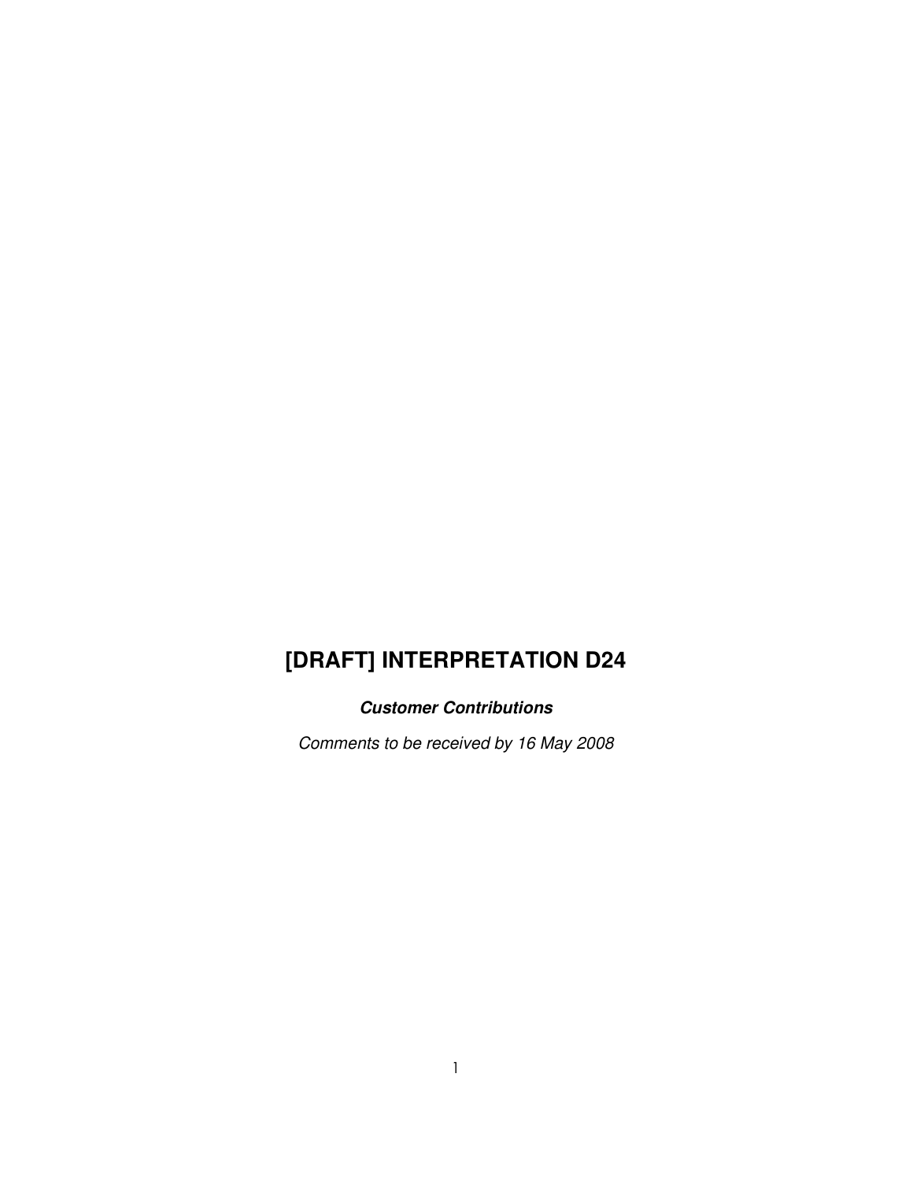# [DRAFT] INTERPRETATION D24

***Customer Contributions***

*Comments to be received by 16 May 2008*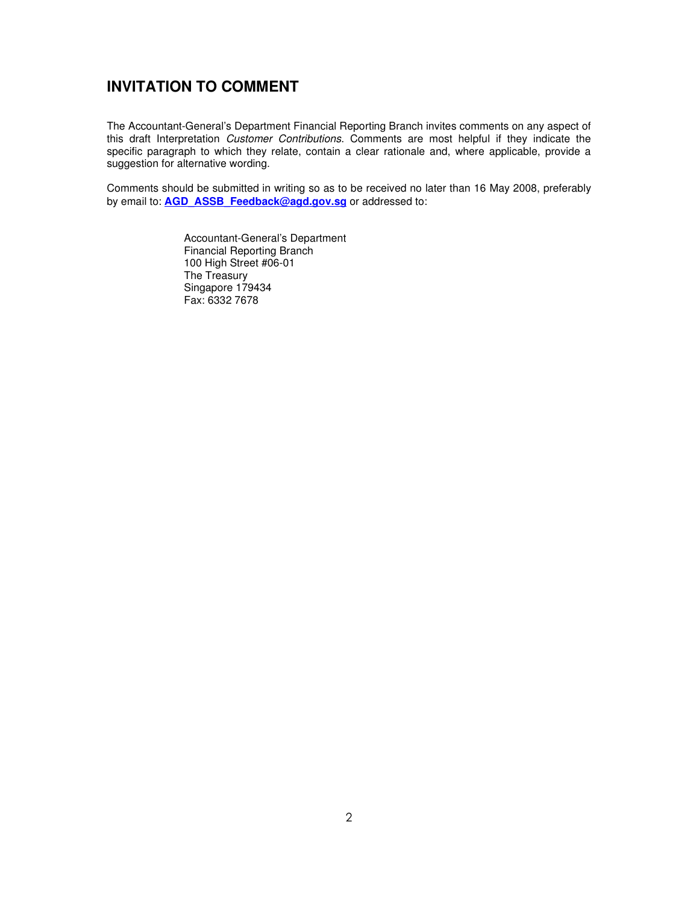# INVITATION TO COMMENT

The Accountant-General's Department Financial Reporting Branch invites comments on any aspect of this draft Interpretation *Customer Contributions*. Comments are most helpful if they indicate the specific paragraph to which they relate, contain a clear rationale and, where applicable, provide a suggestion for alternative wording.

Comments should be submitted in writing so as to be received no later than 16 May 2008, preferably by email to: **AGD_ASSB_Feedback@agd.gov.sg** or addressed to:

Accountant-General's Department
Financial Reporting Branch
100 High Street #06-01
The Treasury
Singapore 179434
Fax: 6332 7678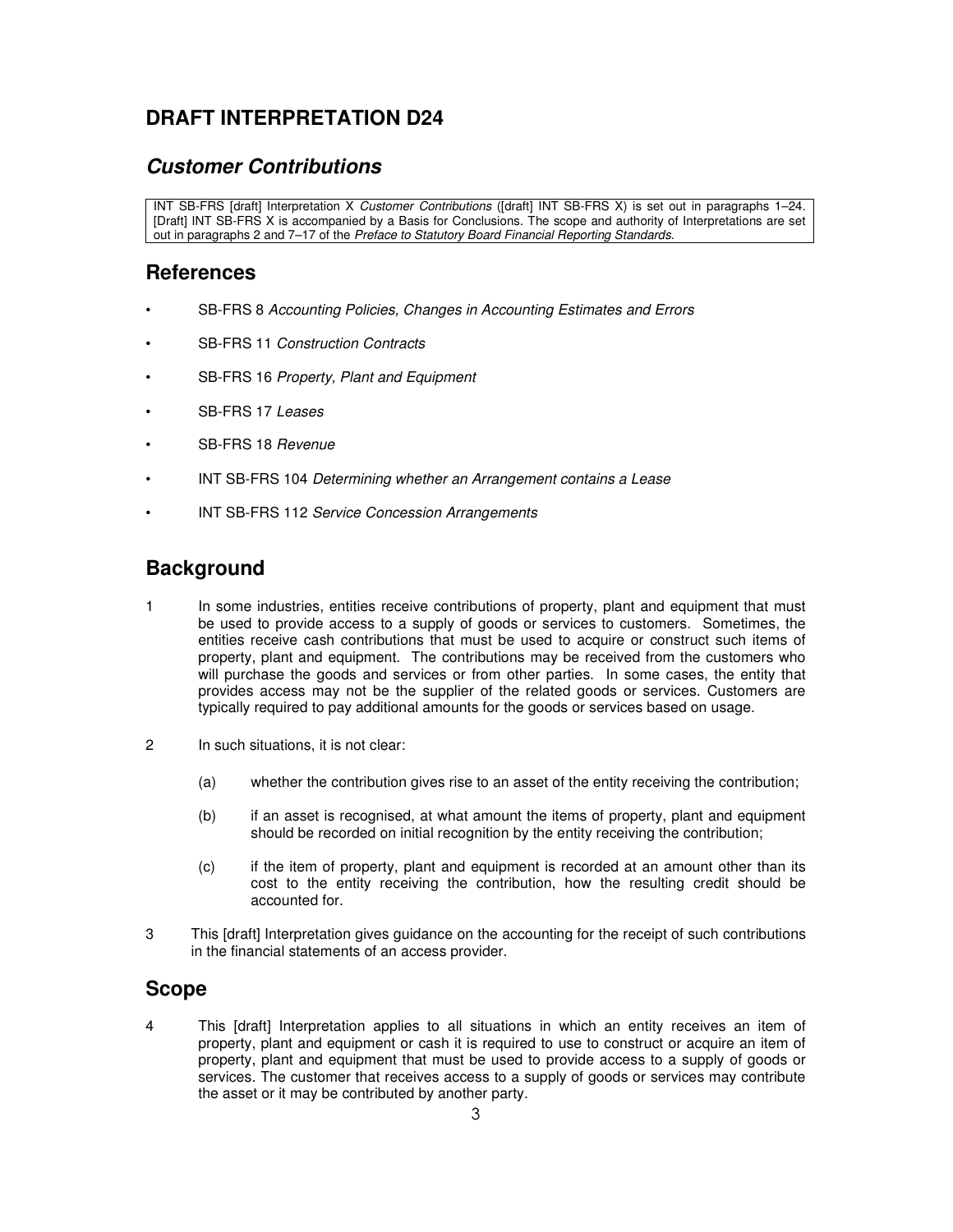# DRAFT INTERPRETATION D24

## *Customer Contributions*

INT SB-FRS [draft] Interpretation X *Customer Contributions* ([draft] INT SB-FRS X) is set out in paragraphs 1–24. [Draft] INT SB-FRS X is accompanied by a Basis for Conclusions. The scope and authority of Interpretations are set out in paragraphs 2 and 7–17 of the *Preface to Statutory Board Financial Reporting Standards*.

## References

- SB-FRS 8 *Accounting Policies, Changes in Accounting Estimates and Errors*
- SB-FRS 11 *Construction Contracts*
- SB-FRS 16 *Property, Plant and Equipment*
- SB-FRS 17 *Leases*
- SB-FRS 18 *Revenue*
- INT SB-FRS 104 *Determining whether an Arrangement contains a Lease*
- INT SB-FRS 112 *Service Concession Arrangements*

## Background

1 In some industries, entities receive contributions of property, plant and equipment that must be used to provide access to a supply of goods or services to customers. Sometimes, the entities receive cash contributions that must be used to acquire or construct such items of property, plant and equipment. The contributions may be received from the customers who will purchase the goods and services or from other parties. In some cases, the entity that provides access may not be the supplier of the related goods or services. Customers are typically required to pay additional amounts for the goods or services based on usage.

2 In such situations, it is not clear:

(a) whether the contribution gives rise to an asset of the entity receiving the contribution;

(b) if an asset is recognised, at what amount the items of property, plant and equipment should be recorded on initial recognition by the entity receiving the contribution;

(c) if the item of property, plant and equipment is recorded at an amount other than its cost to the entity receiving the contribution, how the resulting credit should be accounted for.

3 This [draft] Interpretation gives guidance on the accounting for the receipt of such contributions in the financial statements of an access provider.

## Scope

4 This [draft] Interpretation applies to all situations in which an entity receives an item of property, plant and equipment or cash it is required to use to construct or acquire an item of property, plant and equipment that must be used to provide access to a supply of goods or services. The customer that receives access to a supply of goods or services may contribute the asset or it may be contributed by another party.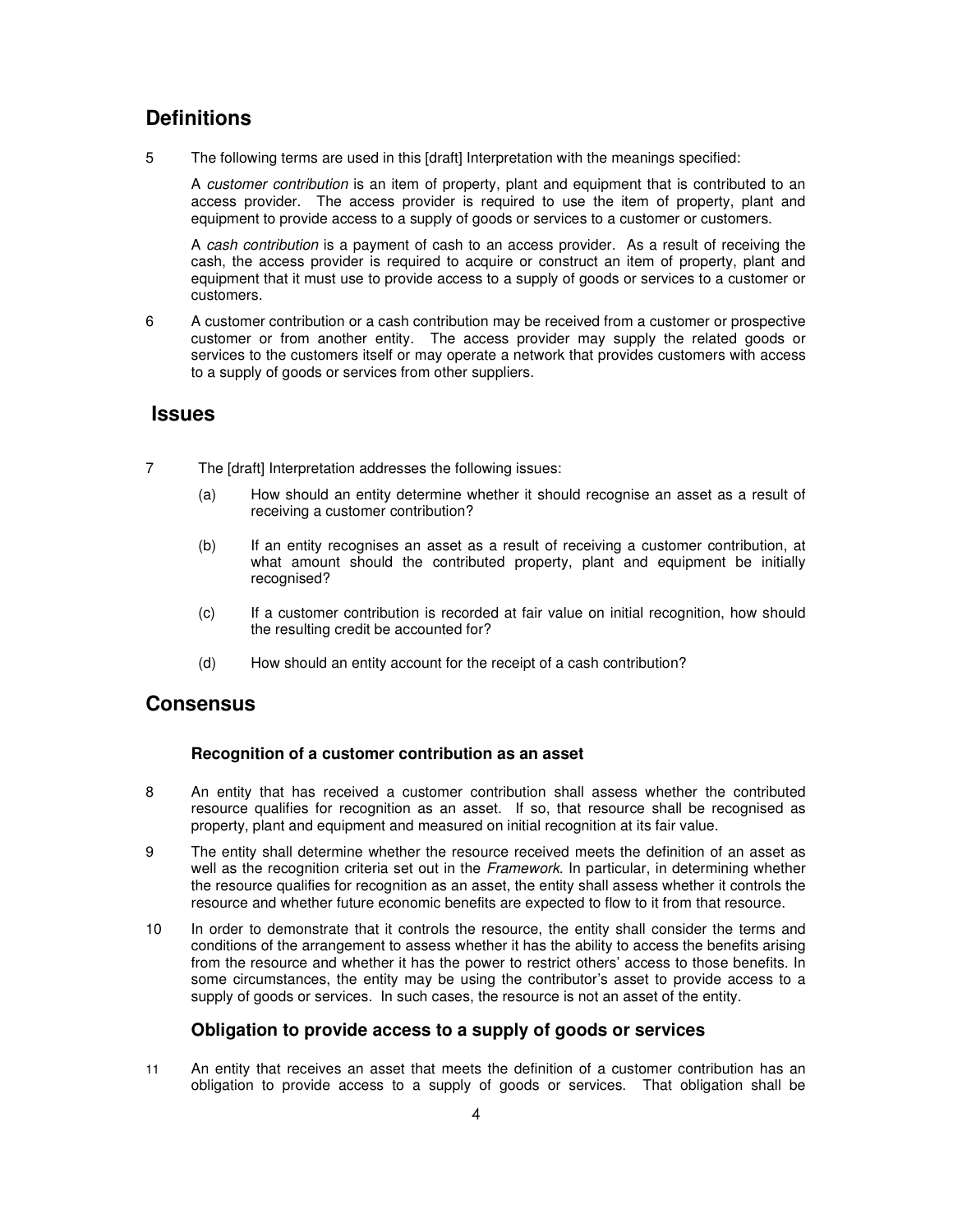## Definitions

5 The following terms are used in this [draft] Interpretation with the meanings specified:

A *customer contribution* is an item of property, plant and equipment that is contributed to an access provider. The access provider is required to use the item of property, plant and equipment to provide access to a supply of goods or services to a customer or customers.

A *cash contribution* is a payment of cash to an access provider. As a result of receiving the cash, the access provider is required to acquire or construct an item of property, plant and equipment that it must use to provide access to a supply of goods or services to a customer or customers.

6 A customer contribution or a cash contribution may be received from a customer or prospective customer or from another entity. The access provider may supply the related goods or services to the customers itself or may operate a network that provides customers with access to a supply of goods or services from other suppliers.

## Issues

7 The [draft] Interpretation addresses the following issues:

(a) How should an entity determine whether it should recognise an asset as a result of receiving a customer contribution?

(b) If an entity recognises an asset as a result of receiving a customer contribution, at what amount should the contributed property, plant and equipment be initially recognised?

(c) If a customer contribution is recorded at fair value on initial recognition, how should the resulting credit be accounted for?

(d) How should an entity account for the receipt of a cash contribution?

## Consensus

### Recognition of a customer contribution as an asset

8 An entity that has received a customer contribution shall assess whether the contributed resource qualifies for recognition as an asset. If so, that resource shall be recognised as property, plant and equipment and measured on initial recognition at its fair value.

9 The entity shall determine whether the resource received meets the definition of an asset as well as the recognition criteria set out in the *Framework*. In particular, in determining whether the resource qualifies for recognition as an asset, the entity shall assess whether it controls the resource and whether future economic benefits are expected to flow to it from that resource.

10 In order to demonstrate that it controls the resource, the entity shall consider the terms and conditions of the arrangement to assess whether it has the ability to access the benefits arising from the resource and whether it has the power to restrict others' access to those benefits. In some circumstances, the entity may be using the contributor's asset to provide access to a supply of goods or services. In such cases, the resource is not an asset of the entity.

### Obligation to provide access to a supply of goods or services

11 An entity that receives an asset that meets the definition of a customer contribution has an obligation to provide access to a supply of goods or services. That obligation shall be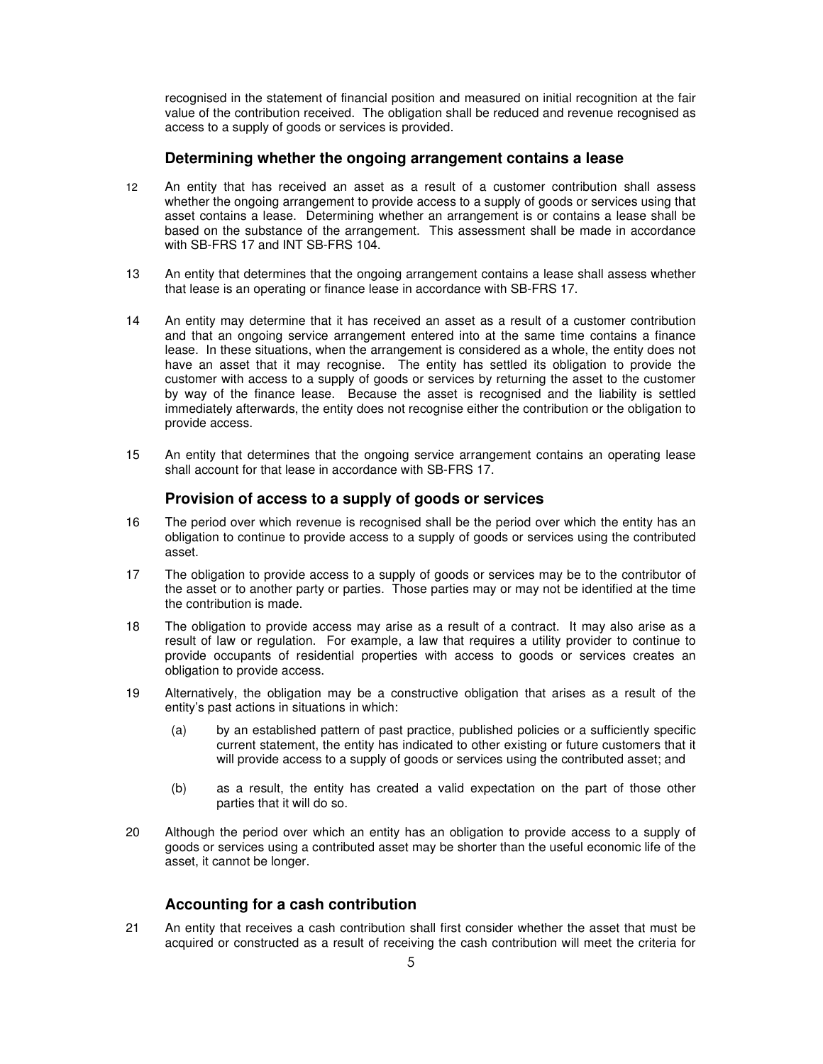recognised in the statement of financial position and measured on initial recognition at the fair value of the contribution received. The obligation shall be reduced and revenue recognised as access to a supply of goods or services is provided.

### Determining whether the ongoing arrangement contains a lease

12 An entity that has received an asset as a result of a customer contribution shall assess whether the ongoing arrangement to provide access to a supply of goods or services using that asset contains a lease. Determining whether an arrangement is or contains a lease shall be based on the substance of the arrangement. This assessment shall be made in accordance with SB-FRS 17 and INT SB-FRS 104.

13 An entity that determines that the ongoing arrangement contains a lease shall assess whether that lease is an operating or finance lease in accordance with SB-FRS 17.

14 An entity may determine that it has received an asset as a result of a customer contribution and that an ongoing service arrangement entered into at the same time contains a finance lease. In these situations, when the arrangement is considered as a whole, the entity does not have an asset that it may recognise. The entity has settled its obligation to provide the customer with access to a supply of goods or services by returning the asset to the customer by way of the finance lease. Because the asset is recognised and the liability is settled immediately afterwards, the entity does not recognise either the contribution or the obligation to provide access.

15 An entity that determines that the ongoing service arrangement contains an operating lease shall account for that lease in accordance with SB-FRS 17.

### Provision of access to a supply of goods or services

16 The period over which revenue is recognised shall be the period over which the entity has an obligation to continue to provide access to a supply of goods or services using the contributed asset.

17 The obligation to provide access to a supply of goods or services may be to the contributor of the asset or to another party or parties. Those parties may or may not be identified at the time the contribution is made.

18 The obligation to provide access may arise as a result of a contract. It may also arise as a result of law or regulation. For example, a law that requires a utility provider to continue to provide occupants of residential properties with access to goods or services creates an obligation to provide access.

19 Alternatively, the obligation may be a constructive obligation that arises as a result of the entity's past actions in situations in which:

(a) by an established pattern of past practice, published policies or a sufficiently specific current statement, the entity has indicated to other existing or future customers that it will provide access to a supply of goods or services using the contributed asset; and

(b) as a result, the entity has created a valid expectation on the part of those other parties that it will do so.

20 Although the period over which an entity has an obligation to provide access to a supply of goods or services using a contributed asset may be shorter than the useful economic life of the asset, it cannot be longer.

### Accounting for a cash contribution

21 An entity that receives a cash contribution shall first consider whether the asset that must be acquired or constructed as a result of receiving the cash contribution will meet the criteria for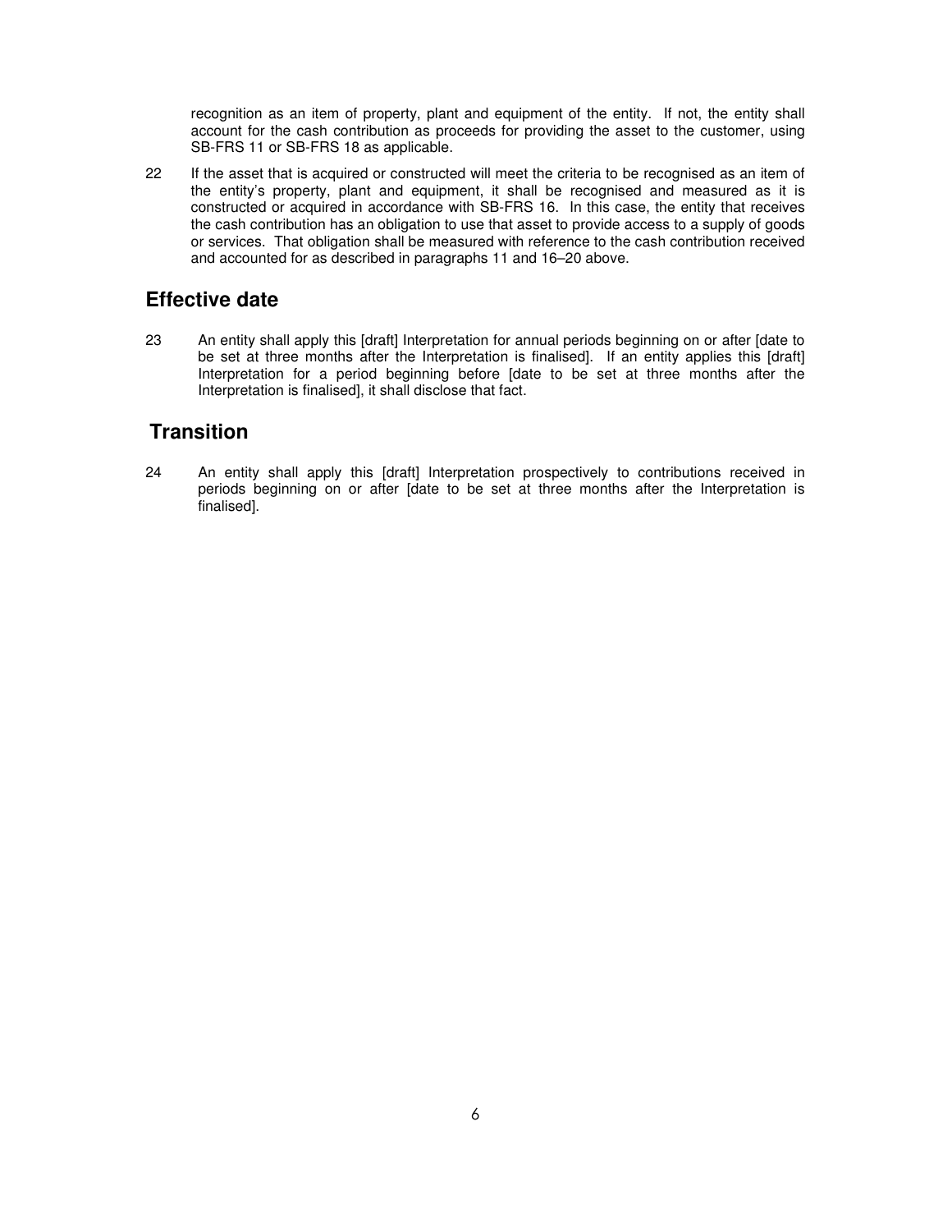recognition as an item of property, plant and equipment of the entity. If not, the entity shall account for the cash contribution as proceeds for providing the asset to the customer, using SB-FRS 11 or SB-FRS 18 as applicable.

22 If the asset that is acquired or constructed will meet the criteria to be recognised as an item of the entity's property, plant and equipment, it shall be recognised and measured as it is constructed or acquired in accordance with SB-FRS 16. In this case, the entity that receives the cash contribution has an obligation to use that asset to provide access to a supply of goods or services. That obligation shall be measured with reference to the cash contribution received and accounted for as described in paragraphs 11 and 16–20 above.

## Effective date

23 An entity shall apply this [draft] Interpretation for annual periods beginning on or after [date to be set at three months after the Interpretation is finalised]. If an entity applies this [draft] Interpretation for a period beginning before [date to be set at three months after the Interpretation is finalised], it shall disclose that fact.

## Transition

24 An entity shall apply this [draft] Interpretation prospectively to contributions received in periods beginning on or after [date to be set at three months after the Interpretation is finalised].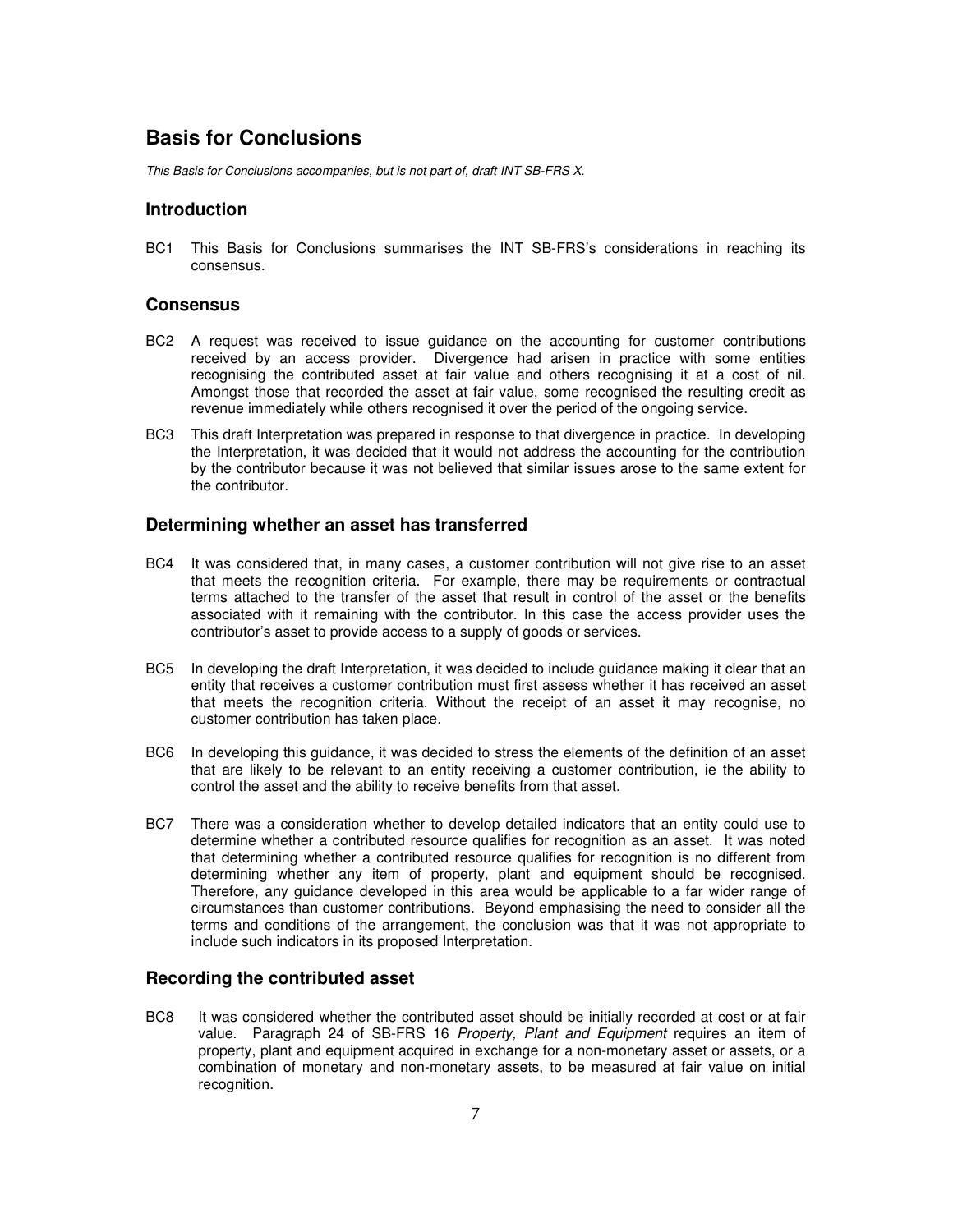# Basis for Conclusions

*This Basis for Conclusions accompanies, but is not part of, draft INT SB-FRS X.*

## Introduction

BC1 This Basis for Conclusions summarises the INT SB-FRS's considerations in reaching its consensus.

## Consensus

BC2 A request was received to issue guidance on the accounting for customer contributions received by an access provider. Divergence had arisen in practice with some entities recognising the contributed asset at fair value and others recognising it at a cost of nil. Amongst those that recorded the asset at fair value, some recognised the resulting credit as revenue immediately while others recognised it over the period of the ongoing service.

BC3 This draft Interpretation was prepared in response to that divergence in practice. In developing the Interpretation, it was decided that it would not address the accounting for the contribution by the contributor because it was not believed that similar issues arose to the same extent for the contributor.

## Determining whether an asset has transferred

BC4 It was considered that, in many cases, a customer contribution will not give rise to an asset that meets the recognition criteria. For example, there may be requirements or contractual terms attached to the transfer of the asset that result in control of the asset or the benefits associated with it remaining with the contributor. In this case the access provider uses the contributor's asset to provide access to a supply of goods or services.

BC5 In developing the draft Interpretation, it was decided to include guidance making it clear that an entity that receives a customer contribution must first assess whether it has received an asset that meets the recognition criteria. Without the receipt of an asset it may recognise, no customer contribution has taken place.

BC6 In developing this guidance, it was decided to stress the elements of the definition of an asset that are likely to be relevant to an entity receiving a customer contribution, ie the ability to control the asset and the ability to receive benefits from that asset.

BC7 There was a consideration whether to develop detailed indicators that an entity could use to determine whether a contributed resource qualifies for recognition as an asset. It was noted that determining whether a contributed resource qualifies for recognition is no different from determining whether any item of property, plant and equipment should be recognised. Therefore, any guidance developed in this area would be applicable to a far wider range of circumstances than customer contributions. Beyond emphasising the need to consider all the terms and conditions of the arrangement, the conclusion was that it was not appropriate to include such indicators in its proposed Interpretation.

## Recording the contributed asset

BC8 It was considered whether the contributed asset should be initially recorded at cost or at fair value. Paragraph 24 of SB-FRS 16 *Property, Plant and Equipment* requires an item of property, plant and equipment acquired in exchange for a non-monetary asset or assets, or a combination of monetary and non-monetary assets, to be measured at fair value on initial recognition.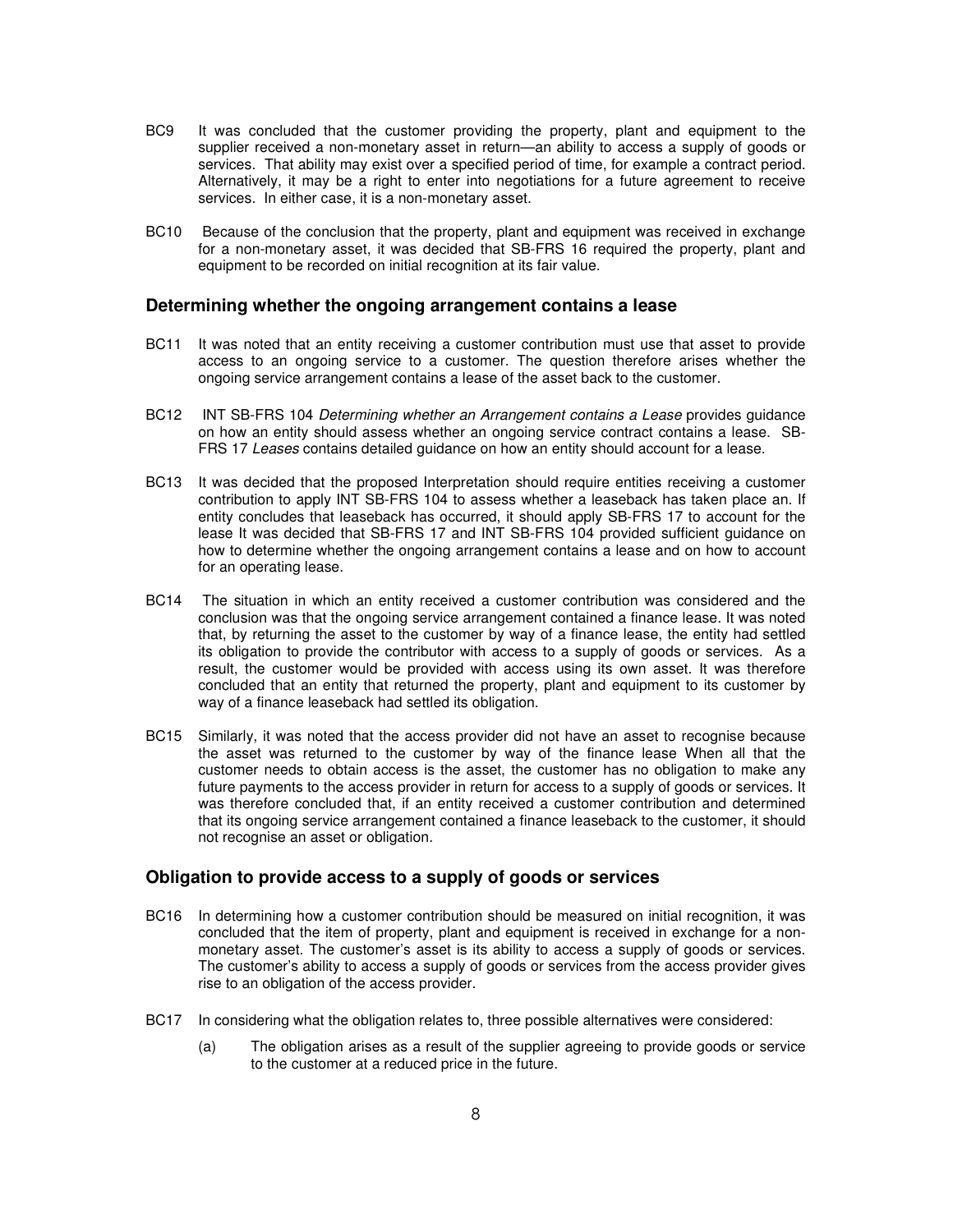BC9 It was concluded that the customer providing the property, plant and equipment to the supplier received a non-monetary asset in return—an ability to access a supply of goods or services. That ability may exist over a specified period of time, for example a contract period. Alternatively, it may be a right to enter into negotiations for a future agreement to receive services. In either case, it is a non-monetary asset.

BC10 Because of the conclusion that the property, plant and equipment was received in exchange for a non-monetary asset, it was decided that SB-FRS 16 required the property, plant and equipment to be recorded on initial recognition at its fair value.

### Determining whether the ongoing arrangement contains a lease

BC11 It was noted that an entity receiving a customer contribution must use that asset to provide access to an ongoing service to a customer. The question therefore arises whether the ongoing service arrangement contains a lease of the asset back to the customer.

BC12 INT SB-FRS 104 *Determining whether an Arrangement contains a Lease* provides guidance on how an entity should assess whether an ongoing service contract contains a lease. SB-FRS 17 *Leases* contains detailed guidance on how an entity should account for a lease.

BC13 It was decided that the proposed Interpretation should require entities receiving a customer contribution to apply INT SB-FRS 104 to assess whether a leaseback has taken place an. If entity concludes that leaseback has occurred, it should apply SB-FRS 17 to account for the lease It was decided that SB-FRS 17 and INT SB-FRS 104 provided sufficient guidance on how to determine whether the ongoing arrangement contains a lease and on how to account for an operating lease.

BC14 The situation in which an entity received a customer contribution was considered and the conclusion was that the ongoing service arrangement contained a finance lease. It was noted that, by returning the asset to the customer by way of a finance lease, the entity had settled its obligation to provide the contributor with access to a supply of goods or services. As a result, the customer would be provided with access using its own asset. It was therefore concluded that an entity that returned the property, plant and equipment to its customer by way of a finance leaseback had settled its obligation.

BC15 Similarly, it was noted that the access provider did not have an asset to recognise because the asset was returned to the customer by way of the finance lease When all that the customer needs to obtain access is the asset, the customer has no obligation to make any future payments to the access provider in return for access to a supply of goods or services. It was therefore concluded that, if an entity received a customer contribution and determined that its ongoing service arrangement contained a finance leaseback to the customer, it should not recognise an asset or obligation.

### Obligation to provide access to a supply of goods or services

BC16 In determining how a customer contribution should be measured on initial recognition, it was concluded that the item of property, plant and equipment is received in exchange for a non-monetary asset. The customer's asset is its ability to access a supply of goods or services. The customer's ability to access a supply of goods or services from the access provider gives rise to an obligation of the access provider.

BC17 In considering what the obligation relates to, three possible alternatives were considered:

(a) The obligation arises as a result of the supplier agreeing to provide goods or service to the customer at a reduced price in the future.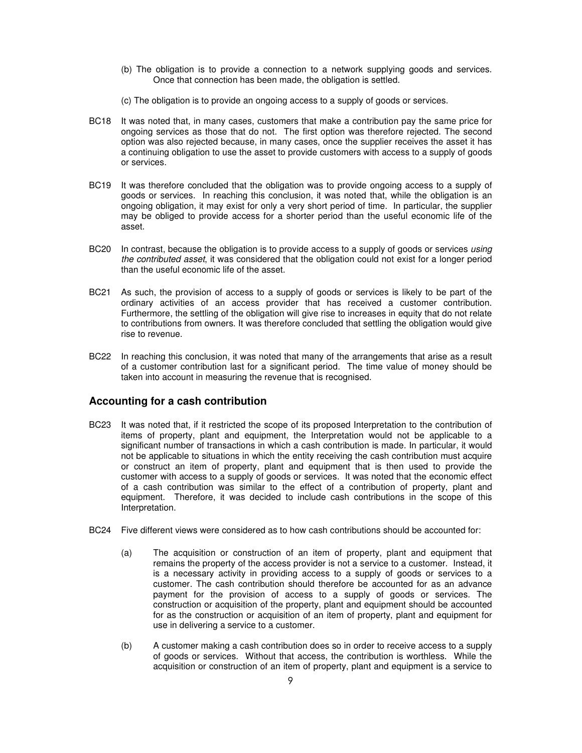(b) The obligation is to provide a connection to a network supplying goods and services. Once that connection has been made, the obligation is settled.

(c) The obligation is to provide an ongoing access to a supply of goods or services.

BC18 It was noted that, in many cases, customers that make a contribution pay the same price for ongoing services as those that do not. The first option was therefore rejected. The second option was also rejected because, in many cases, once the supplier receives the asset it has a continuing obligation to use the asset to provide customers with access to a supply of goods or services.

BC19 It was therefore concluded that the obligation was to provide ongoing access to a supply of goods or services. In reaching this conclusion, it was noted that, while the obligation is an ongoing obligation, it may exist for only a very short period of time. In particular, the supplier may be obliged to provide access for a shorter period than the useful economic life of the asset.

BC20 In contrast, because the obligation is to provide access to a supply of goods or services *using the contributed asset*, it was considered that the obligation could not exist for a longer period than the useful economic life of the asset.

BC21 As such, the provision of access to a supply of goods or services is likely to be part of the ordinary activities of an access provider that has received a customer contribution. Furthermore, the settling of the obligation will give rise to increases in equity that do not relate to contributions from owners. It was therefore concluded that settling the obligation would give rise to revenue.

BC22 In reaching this conclusion, it was noted that many of the arrangements that arise as a result of a customer contribution last for a significant period. The time value of money should be taken into account in measuring the revenue that is recognised.

## Accounting for a cash contribution

BC23 It was noted that, if it restricted the scope of its proposed Interpretation to the contribution of items of property, plant and equipment, the Interpretation would not be applicable to a significant number of transactions in which a cash contribution is made. In particular, it would not be applicable to situations in which the entity receiving the cash contribution must acquire or construct an item of property, plant and equipment that is then used to provide the customer with access to a supply of goods or services. It was noted that the economic effect of a cash contribution was similar to the effect of a contribution of property, plant and equipment. Therefore, it was decided to include cash contributions in the scope of this Interpretation.

BC24 Five different views were considered as to how cash contributions should be accounted for:

(a) The acquisition or construction of an item of property, plant and equipment that remains the property of the access provider is not a service to a customer. Instead, it is a necessary activity in providing access to a supply of goods or services to a customer. The cash contribution should therefore be accounted for as an advance payment for the provision of access to a supply of goods or services. The construction or acquisition of the property, plant and equipment should be accounted for as the construction or acquisition of an item of property, plant and equipment for use in delivering a service to a customer.

(b) A customer making a cash contribution does so in order to receive access to a supply of goods or services. Without that access, the contribution is worthless. While the acquisition or construction of an item of property, plant and equipment is a service to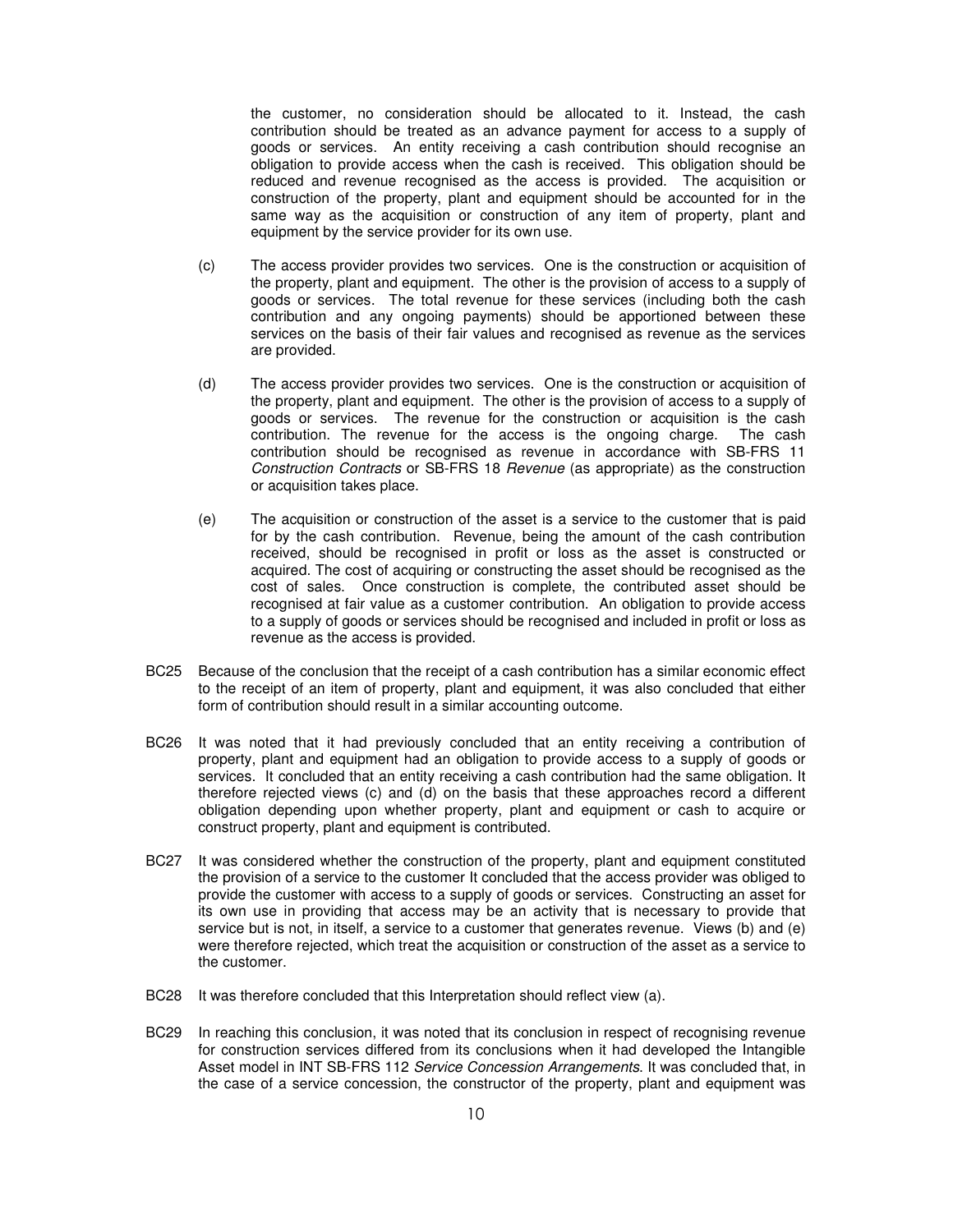the customer, no consideration should be allocated to it. Instead, the cash contribution should be treated as an advance payment for access to a supply of goods or services. An entity receiving a cash contribution should recognise an obligation to provide access when the cash is received. This obligation should be reduced and revenue recognised as the access is provided. The acquisition or construction of the property, plant and equipment should be accounted for in the same way as the acquisition or construction of any item of property, plant and equipment by the service provider for its own use.

(c) The access provider provides two services. One is the construction or acquisition of the property, plant and equipment. The other is the provision of access to a supply of goods or services. The total revenue for these services (including both the cash contribution and any ongoing payments) should be apportioned between these services on the basis of their fair values and recognised as revenue as the services are provided.

(d) The access provider provides two services. One is the construction or acquisition of the property, plant and equipment. The other is the provision of access to a supply of goods or services. The revenue for the construction or acquisition is the cash contribution. The revenue for the access is the ongoing charge. The cash contribution should be recognised as revenue in accordance with SB-FRS 11 *Construction Contracts* or SB-FRS 18 *Revenue* (as appropriate) as the construction or acquisition takes place.

(e) The acquisition or construction of the asset is a service to the customer that is paid for by the cash contribution. Revenue, being the amount of the cash contribution received, should be recognised in profit or loss as the asset is constructed or acquired. The cost of acquiring or constructing the asset should be recognised as the cost of sales. Once construction is complete, the contributed asset should be recognised at fair value as a customer contribution. An obligation to provide access to a supply of goods or services should be recognised and included in profit or loss as revenue as the access is provided.

BC25 Because of the conclusion that the receipt of a cash contribution has a similar economic effect to the receipt of an item of property, plant and equipment, it was also concluded that either form of contribution should result in a similar accounting outcome.

BC26 It was noted that it had previously concluded that an entity receiving a contribution of property, plant and equipment had an obligation to provide access to a supply of goods or services. It concluded that an entity receiving a cash contribution had the same obligation. It therefore rejected views (c) and (d) on the basis that these approaches record a different obligation depending upon whether property, plant and equipment or cash to acquire or construct property, plant and equipment is contributed.

BC27 It was considered whether the construction of the property, plant and equipment constituted the provision of a service to the customer It concluded that the access provider was obliged to provide the customer with access to a supply of goods or services. Constructing an asset for its own use in providing that access may be an activity that is necessary to provide that service but is not, in itself, a service to a customer that generates revenue. Views (b) and (e) were therefore rejected, which treat the acquisition or construction of the asset as a service to the customer.

BC28 It was therefore concluded that this Interpretation should reflect view (a).

BC29 In reaching this conclusion, it was noted that its conclusion in respect of recognising revenue for construction services differed from its conclusions when it had developed the Intangible Asset model in INT SB-FRS 112 *Service Concession Arrangements*. It was concluded that, in the case of a service concession, the constructor of the property, plant and equipment was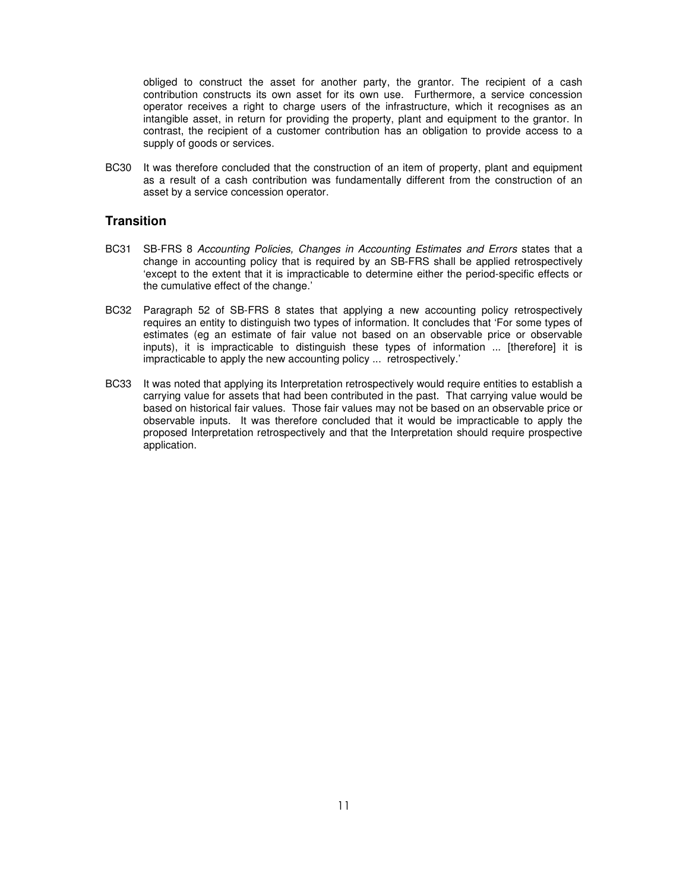obliged to construct the asset for another party, the grantor. The recipient of a cash contribution constructs its own asset for its own use. Furthermore, a service concession operator receives a right to charge users of the infrastructure, which it recognises as an intangible asset, in return for providing the property, plant and equipment to the grantor. In contrast, the recipient of a customer contribution has an obligation to provide access to a supply of goods or services.

BC30 It was therefore concluded that the construction of an item of property, plant and equipment as a result of a cash contribution was fundamentally different from the construction of an asset by a service concession operator.

## Transition

BC31 SB-FRS 8 *Accounting Policies, Changes in Accounting Estimates and Errors* states that a change in accounting policy that is required by an SB-FRS shall be applied retrospectively 'except to the extent that it is impracticable to determine either the period-specific effects or the cumulative effect of the change.'

BC32 Paragraph 52 of SB-FRS 8 states that applying a new accounting policy retrospectively requires an entity to distinguish two types of information. It concludes that 'For some types of estimates (eg an estimate of fair value not based on an observable price or observable inputs), it is impracticable to distinguish these types of information ... [therefore] it is impracticable to apply the new accounting policy ... retrospectively.'

BC33 It was noted that applying its Interpretation retrospectively would require entities to establish a carrying value for assets that had been contributed in the past. That carrying value would be based on historical fair values. Those fair values may not be based on an observable price or observable inputs. It was therefore concluded that it would be impracticable to apply the proposed Interpretation retrospectively and that the Interpretation should require prospective application.